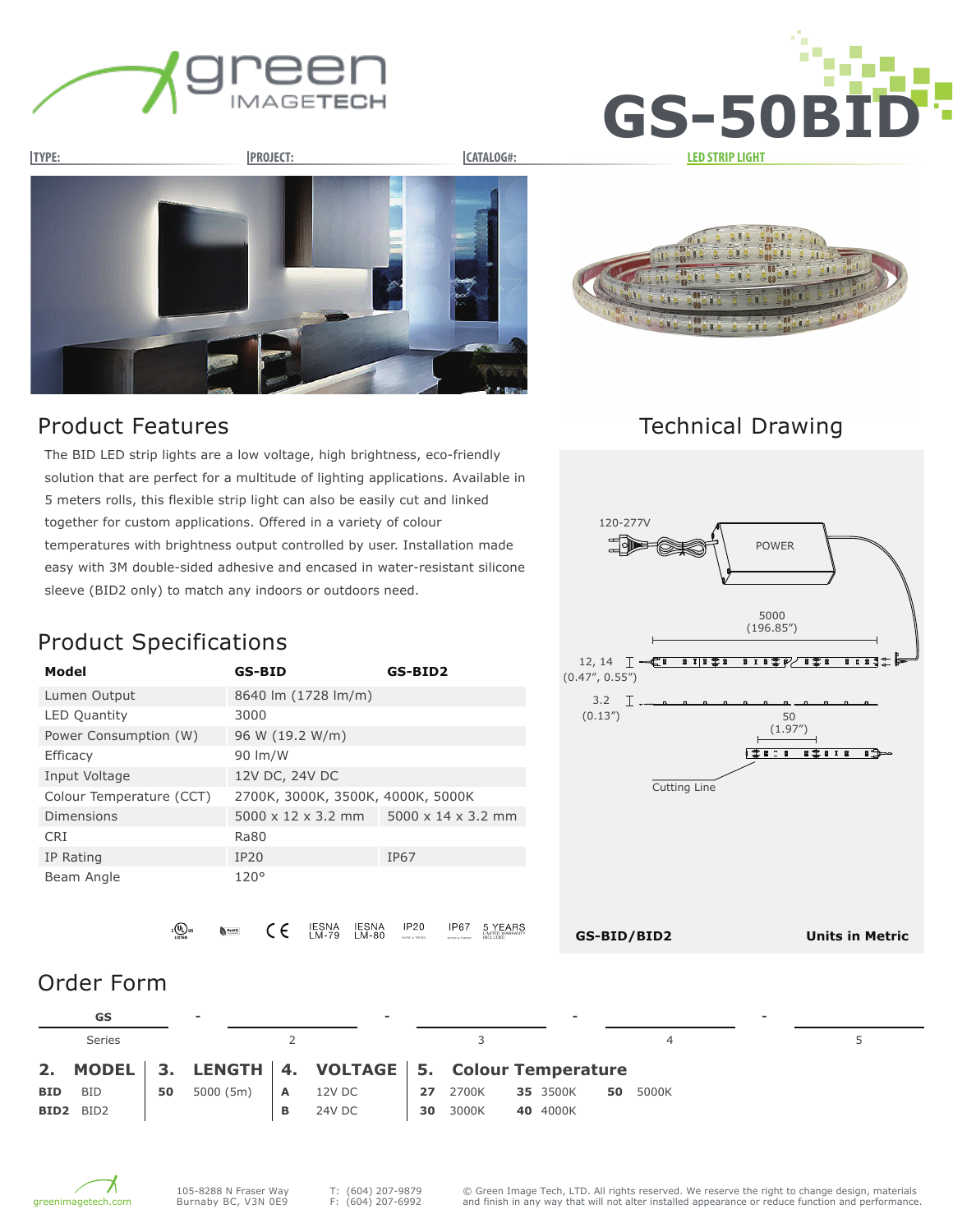# GS-50BID

TYPE: | PROJECT: | CATALOG#: | LED STRIP LIGHT

## Product Features

The BID LED strip lights are a low voltage, high brightness, eco-friendly solution that are perfect for a multitude of lighting applications. Available in 5 meters rolls, this flexible strip light can also be easily cut and linked together for custom applications. Offered in a variety of colour temperatures with brightness output controlled by user. Installation made easy with 3M double-sided adhesive and encased in water-resistant silicone sleeve (BID2 only) to match any indoors or outdoors need.

## Product Specifications

| Model | GS-BID | GS-BID2 |
|---|---|---|
| Lumen Output | 8640 lm (1728 lm/m) | |
| LED Quantity | 3000 | |
| Power Consumption (W) | 96 W (19.2 W/m) | |
| Efficacy | 90 lm/W | |
| Input Voltage | 12V DC, 24V DC | |
| Colour Temperature (CCT) | 2700K, 3000K, 3500K, 4000K, 5000K | |
| Dimensions | 5000 x 12 x 3.2 mm | 5000 x 14 x 3.2 mm |
| CRI | Ra80 | |
| IP Rating | IP20 | IP67 |
| Beam Angle | 120° | |

IESNA LM-79 | IESNA LM-80 | IP20 | IP67 | 5 YEARS LIMITED WARRANTY INCLUDED

## Technical Drawing

120-277V

POWER

5000 (196.85")

12, 14 (0.47", 0.55")

3.2 (0.13")

50 (1.97")

Cutting Line

**GS-BID/BID2** **Units in Metric**

## Order Form

| GS | - | | - | | - | | - | |
|---|---|---|---|---|---|---|---|---|
| Series | | 2 | | 3 | | 4 | | 5 |

**2. MODEL**

| | |
|---|---|
| **BID** | BID |
| **BID2** | BID2 |

**3. LENGTH**

| | |
|---|---|
| **50** | 5000 (5m) |

**4. VOLTAGE**

| | |
|---|---|
| **A** | 12V DC |
| **B** | 24V DC |

**5. Colour Temperature**

| | | | | | |
|---|---|---|---|---|---|
| **27** | 2700K | **35** | 3500K | **50** | 5000K |
| **30** | 3000K | **40** | 4000K | | |

greenimagetech.com

105-8288 N Fraser Way
Burnaby BC, V3N 0E9

T: (604) 207-9879
F: (604) 207-6992

© Green Image Tech, LTD. All rights reserved. We reserve the right to change design, materials and finish in any way that will not alter installed appearance or reduce function and performance.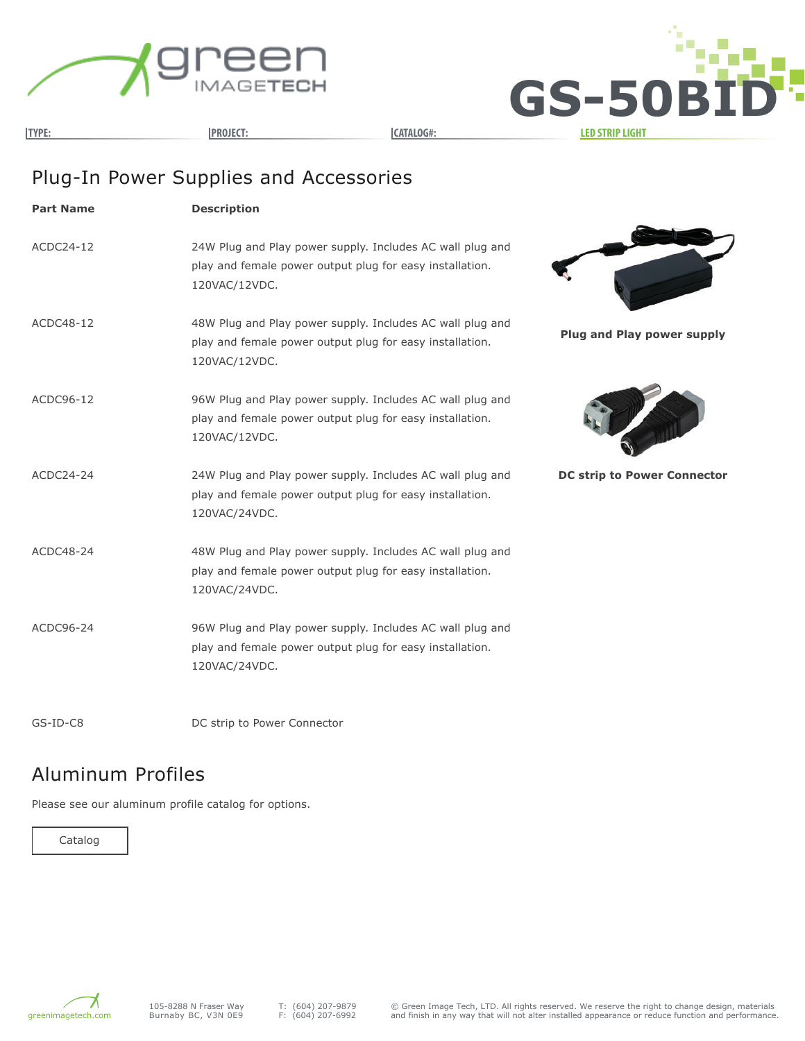# GS-50BID

TYPE: PROJECT: CATALOG#: LED STRIP LIGHT

## Plug-In Power Supplies and Accessories

| Part Name | Description |
| --- | --- |
| ACDC24-12 | 24W Plug and Play power supply. Includes AC wall plug and play and female power output plug for easy installation. 120VAC/12VDC. |
| ACDC48-12 | 48W Plug and Play power supply. Includes AC wall plug and play and female power output plug for easy installation. 120VAC/12VDC. |
| ACDC96-12 | 96W Plug and Play power supply. Includes AC wall plug and play and female power output plug for easy installation. 120VAC/12VDC. |
| ACDC24-24 | 24W Plug and Play power supply. Includes AC wall plug and play and female power output plug for easy installation. 120VAC/24VDC. |
| ACDC48-24 | 48W Plug and Play power supply. Includes AC wall plug and play and female power output plug for easy installation. 120VAC/24VDC. |
| ACDC96-24 | 96W Plug and Play power supply. Includes AC wall plug and play and female power output plug for easy installation. 120VAC/24VDC. |
| GS-ID-C8 | DC strip to Power Connector |

**Plug and Play power supply**

**DC strip to Power Connector**

## Aluminum Profiles

Please see our aluminum profile catalog for options.

Catalog

greenimagetech.com

105-8288 N Fraser Way
Burnaby BC, V3N 0E9

T: (604) 207-9879
F: (604) 207-6992

© Green Image Tech, LTD. All rights reserved. We reserve the right to change design, materials and finish in any way that will not alter installed appearance or reduce function and performance.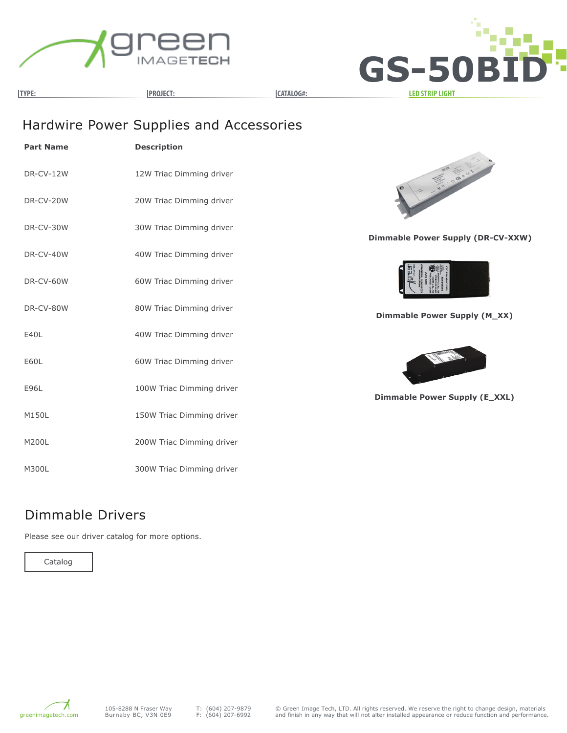## Hardwire Power Supplies and Accessories

| Part Name | Description |
|---|---|
| DR-CV-12W | 12W Triac Dimming driver |
| DR-CV-20W | 20W Triac Dimming driver |
| DR-CV-30W | 30W Triac Dimming driver |
| DR-CV-40W | 40W Triac Dimming driver |
| DR-CV-60W | 60W Triac Dimming driver |
| DR-CV-80W | 80W Triac Dimming driver |
| E40L | 40W Triac Dimming driver |
| E60L | 60W Triac Dimming driver |
| E96L | 100W Triac Dimming driver |
| M150L | 150W Triac Dimming driver |
| M200L | 200W Triac Dimming driver |
| M300L | 300W Triac Dimming driver |

**Dimmable Power Supply (DR-CV-XXW)**

**Dimmable Power Supply (M_XX)**

**Dimmable Power Supply (E_XXL)**

## Dimmable Drivers

Please see our driver catalog for more options.

Catalog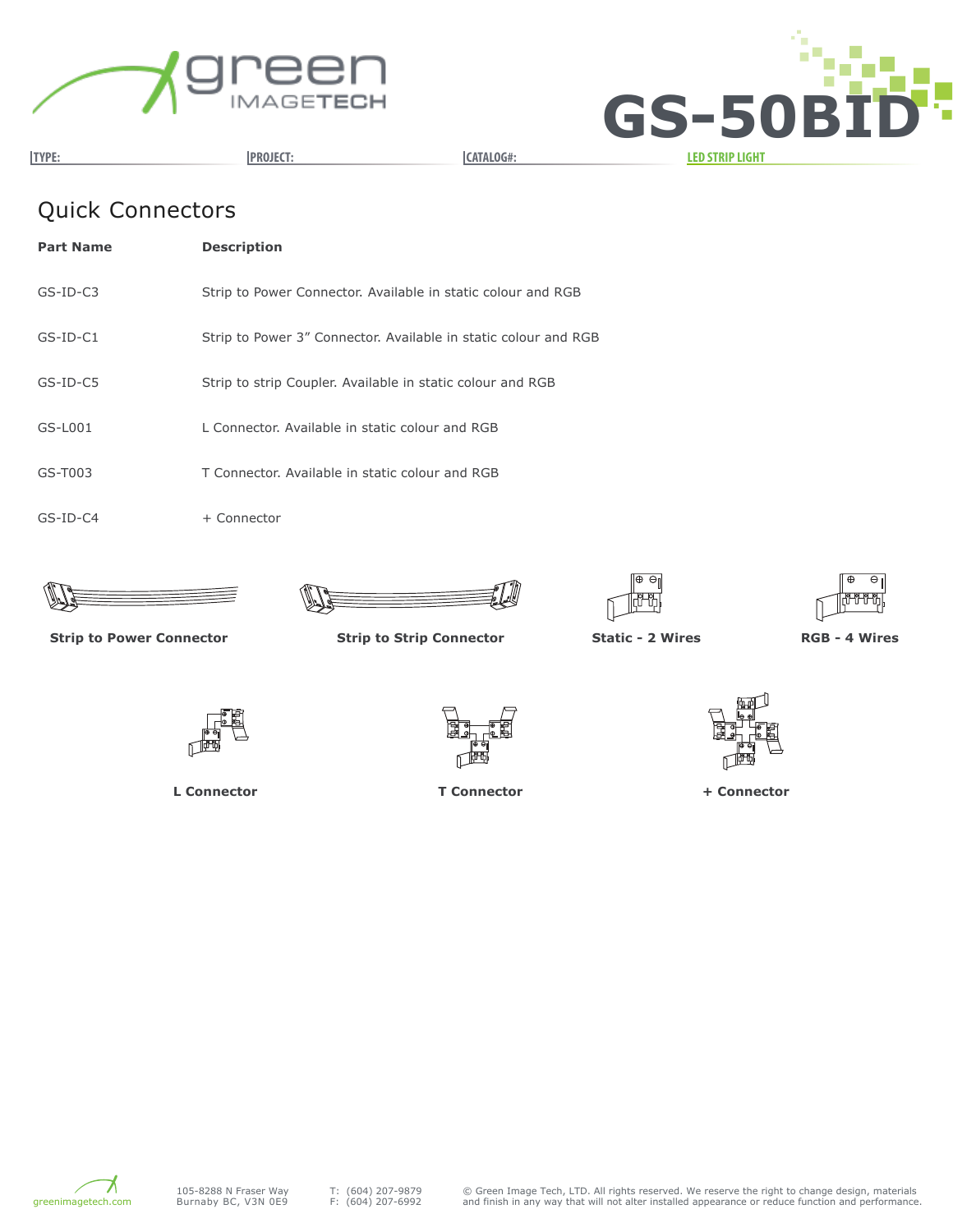## Quick Connectors

| Part Name | Description |
|---|---|
| GS-ID-C3 | Strip to Power Connector. Available in static colour and RGB |
| GS-ID-C1 | Strip to Power 3" Connector. Available in static colour and RGB |
| GS-ID-C5 | Strip to strip Coupler. Available in static colour and RGB |
| GS-L001 | L Connector. Available in static colour and RGB |
| GS-T003 | T Connector. Available in static colour and RGB |
| GS-ID-C4 | + Connector |

**Strip to Power Connector**

**Strip to Strip Connector**

**Static - 2 Wires**

**RGB - 4 Wires**

**L Connector**

**T Connector**

**+ Connector**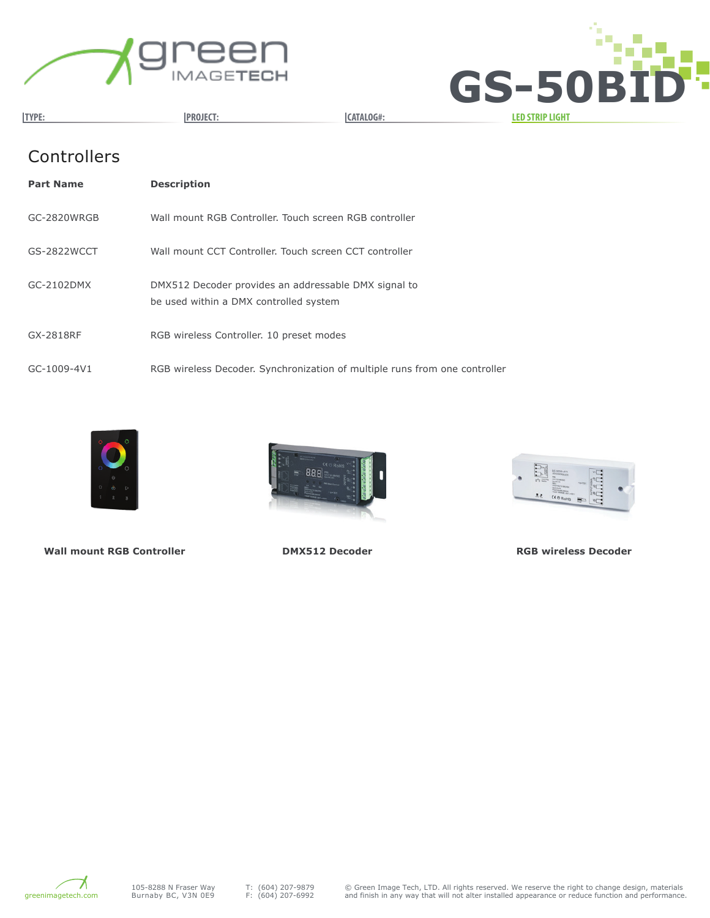# GS-50BID

TYPE: | PROJECT: | CATALOG#: | LED STRIP LIGHT

## Controllers

| Part Name | Description |
|---|---|
| GC-2820WRGB | Wall mount RGB Controller. Touch screen RGB controller |
| GS-2822WCCT | Wall mount CCT Controller. Touch screen CCT controller |
| GC-2102DMX | DMX512 Decoder provides an addressable DMX signal to be used within a DMX controlled system |
| GX-2818RF | RGB wireless Controller. 10 preset modes |
| GC-1009-4V1 | RGB wireless Decoder. Synchronization of multiple runs from one controller |

**Wall mount RGB Controller**

**DMX512 Decoder**

**RGB wireless Decoder**

greenimagetech.com

105-8288 N Fraser Way
Burnaby BC, V3N 0E9

T: (604) 207-9879
F: (604) 207-6992

© Green Image Tech, LTD. All rights reserved. We reserve the right to change design, materials and finish in any way that will not alter installed appearance or reduce function and performance.